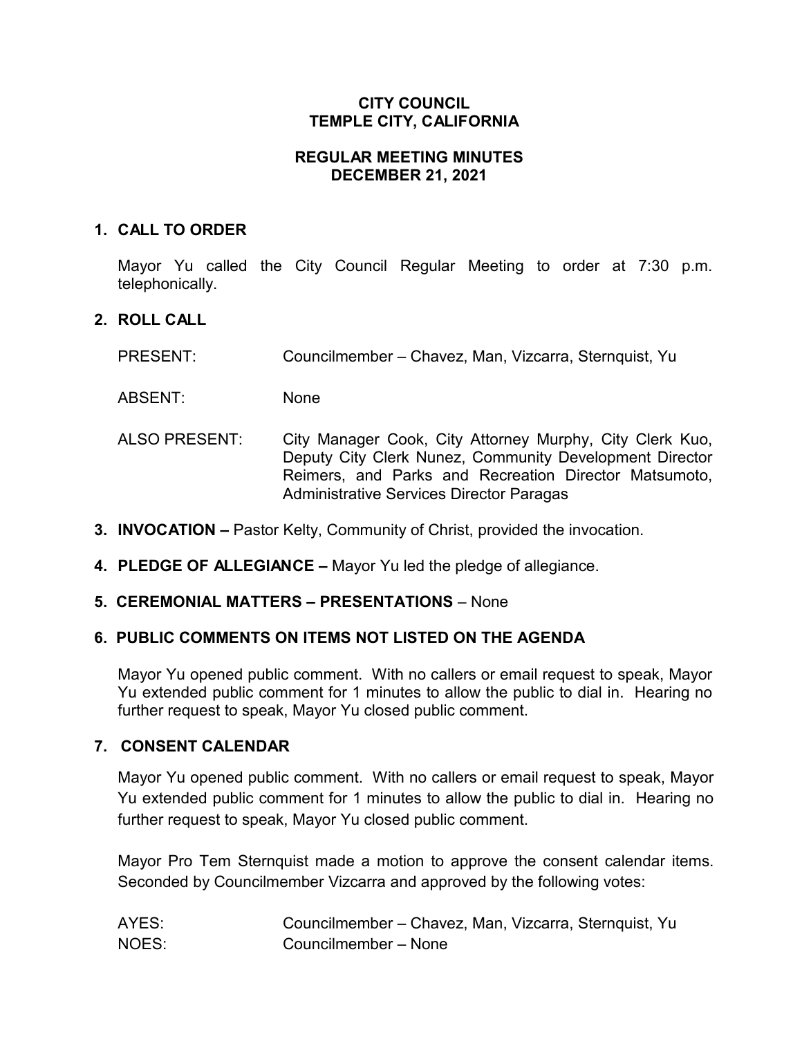# CITY COUNCIL
# TEMPLE CITY, CALIFORNIA

## REGULAR MEETING MINUTES
## DECEMBER 21, 2021

**1. CALL TO ORDER**

Mayor Yu called the City Council Regular Meeting to order at 7:30 p.m. telephonically.

**2. ROLL CALL**

| | |
|---|---|
| PRESENT: | Councilmember – Chavez, Man, Vizcarra, Sternquist, Yu |
| ABSENT: | None |
| ALSO PRESENT: | City Manager Cook, City Attorney Murphy, City Clerk Kuo, Deputy City Clerk Nunez, Community Development Director Reimers, and Parks and Recreation Director Matsumoto, Administrative Services Director Paragas |

**3. INVOCATION –** Pastor Kelty, Community of Christ, provided the invocation.

**4. PLEDGE OF ALLEGIANCE –** Mayor Yu led the pledge of allegiance.

**5. CEREMONIAL MATTERS – PRESENTATIONS** – None

**6. PUBLIC COMMENTS ON ITEMS NOT LISTED ON THE AGENDA**

Mayor Yu opened public comment. With no callers or email request to speak, Mayor Yu extended public comment for 1 minutes to allow the public to dial in. Hearing no further request to speak, Mayor Yu closed public comment.

**7. CONSENT CALENDAR**

Mayor Yu opened public comment. With no callers or email request to speak, Mayor Yu extended public comment for 1 minutes to allow the public to dial in. Hearing no further request to speak, Mayor Yu closed public comment.

Mayor Pro Tem Sternquist made a motion to approve the consent calendar items. Seconded by Councilmember Vizcarra and approved by the following votes:

| | |
|---|---|
| AYES: | Councilmember – Chavez, Man, Vizcarra, Sternquist, Yu |
| NOES: | Councilmember – None |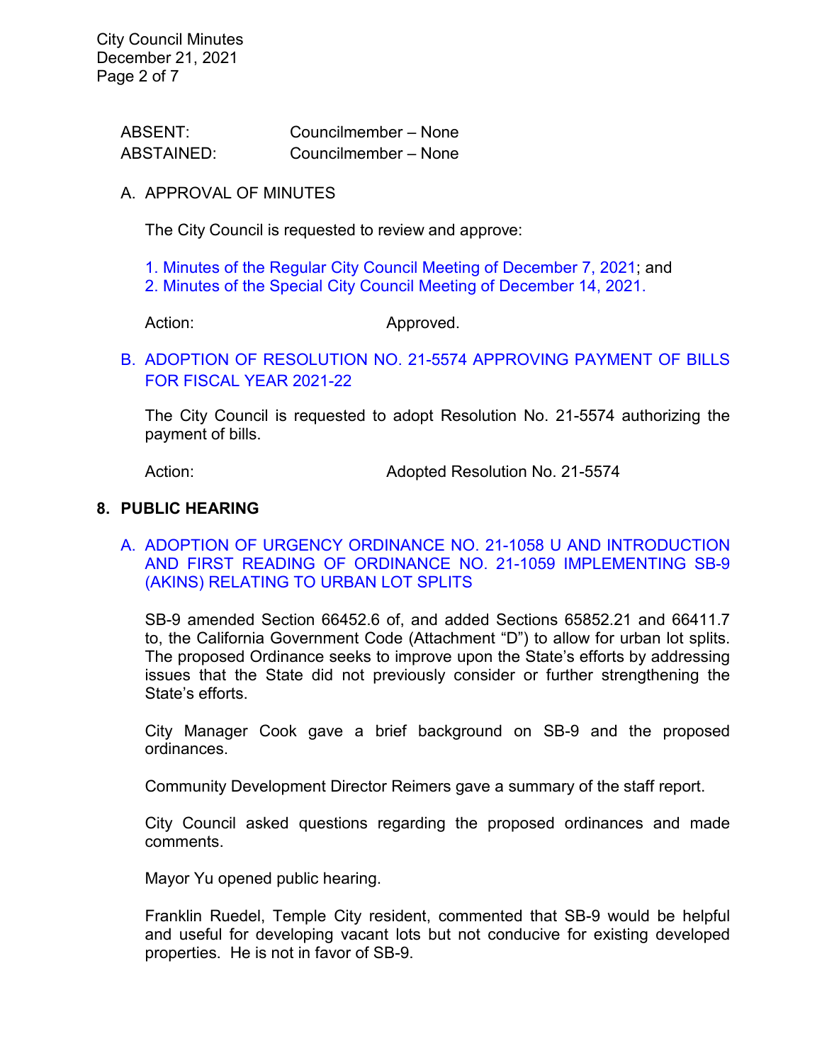| | |
|---|---|
| ABSENT: | Councilmember – None |
| ABSTAINED: | Councilmember – None |

A. APPROVAL OF MINUTES

The City Council is requested to review and approve:

1. Minutes of the Regular City Council Meeting of December 7, 2021; and
2. Minutes of the Special City Council Meeting of December 14, 2021.

Action: Approved.

B. ADOPTION OF RESOLUTION NO. 21-5574 APPROVING PAYMENT OF BILLS FOR FISCAL YEAR 2021-22

The City Council is requested to adopt Resolution No. 21-5574 authorizing the payment of bills.

Action: Adopted Resolution No. 21-5574

## 8. PUBLIC HEARING

A. ADOPTION OF URGENCY ORDINANCE NO. 21-1058 U AND INTRODUCTION AND FIRST READING OF ORDINANCE NO. 21-1059 IMPLEMENTING SB-9 (AKINS) RELATING TO URBAN LOT SPLITS

SB-9 amended Section 66452.6 of, and added Sections 65852.21 and 66411.7 to, the California Government Code (Attachment "D") to allow for urban lot splits. The proposed Ordinance seeks to improve upon the State's efforts by addressing issues that the State did not previously consider or further strengthening the State's efforts.

City Manager Cook gave a brief background on SB-9 and the proposed ordinances.

Community Development Director Reimers gave a summary of the staff report.

City Council asked questions regarding the proposed ordinances and made comments.

Mayor Yu opened public hearing.

Franklin Ruedel, Temple City resident, commented that SB-9 would be helpful and useful for developing vacant lots but not conducive for existing developed properties. He is not in favor of SB-9.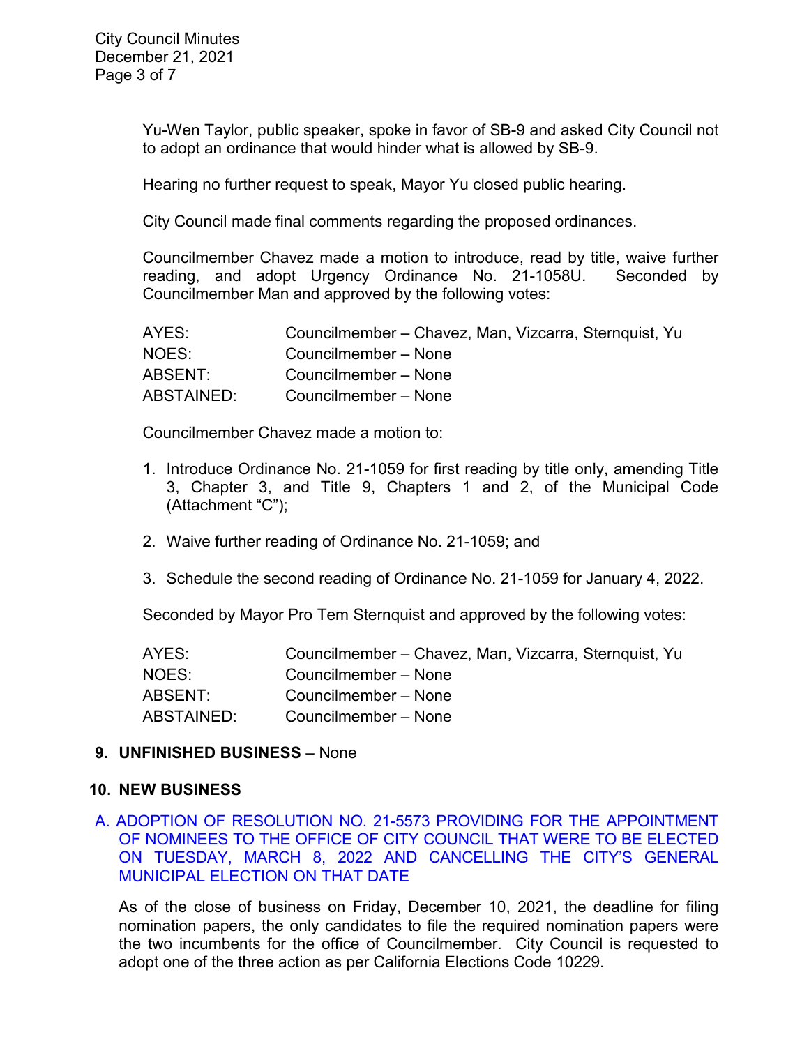Yu-Wen Taylor, public speaker, spoke in favor of SB-9 and asked City Council not to adopt an ordinance that would hinder what is allowed by SB-9.

Hearing no further request to speak, Mayor Yu closed public hearing.

City Council made final comments regarding the proposed ordinances.

Councilmember Chavez made a motion to introduce, read by title, waive further reading, and adopt Urgency Ordinance No. 21-1058U. Seconded by Councilmember Man and approved by the following votes:

| | |
|---|---|
| AYES: | Councilmember – Chavez, Man, Vizcarra, Sternquist, Yu |
| NOES: | Councilmember – None |
| ABSENT: | Councilmember – None |
| ABSTAINED: | Councilmember – None |

Councilmember Chavez made a motion to:

1. Introduce Ordinance No. 21-1059 for first reading by title only, amending Title 3, Chapter 3, and Title 9, Chapters 1 and 2, of the Municipal Code (Attachment "C");

2. Waive further reading of Ordinance No. 21-1059; and

3. Schedule the second reading of Ordinance No. 21-1059 for January 4, 2022.

Seconded by Mayor Pro Tem Sternquist and approved by the following votes:

| | |
|---|---|
| AYES: | Councilmember – Chavez, Man, Vizcarra, Sternquist, Yu |
| NOES: | Councilmember – None |
| ABSENT: | Councilmember – None |
| ABSTAINED: | Councilmember – None |

## 9. UNFINISHED BUSINESS – None

## 10. NEW BUSINESS

### A. ADOPTION OF RESOLUTION NO. 21-5573 PROVIDING FOR THE APPOINTMENT OF NOMINEES TO THE OFFICE OF CITY COUNCIL THAT WERE TO BE ELECTED ON TUESDAY, MARCH 8, 2022 AND CANCELLING THE CITY'S GENERAL MUNICIPAL ELECTION ON THAT DATE

As of the close of business on Friday, December 10, 2021, the deadline for filing nomination papers, the only candidates to file the required nomination papers were the two incumbents for the office of Councilmember. City Council is requested to adopt one of the three action as per California Elections Code 10229.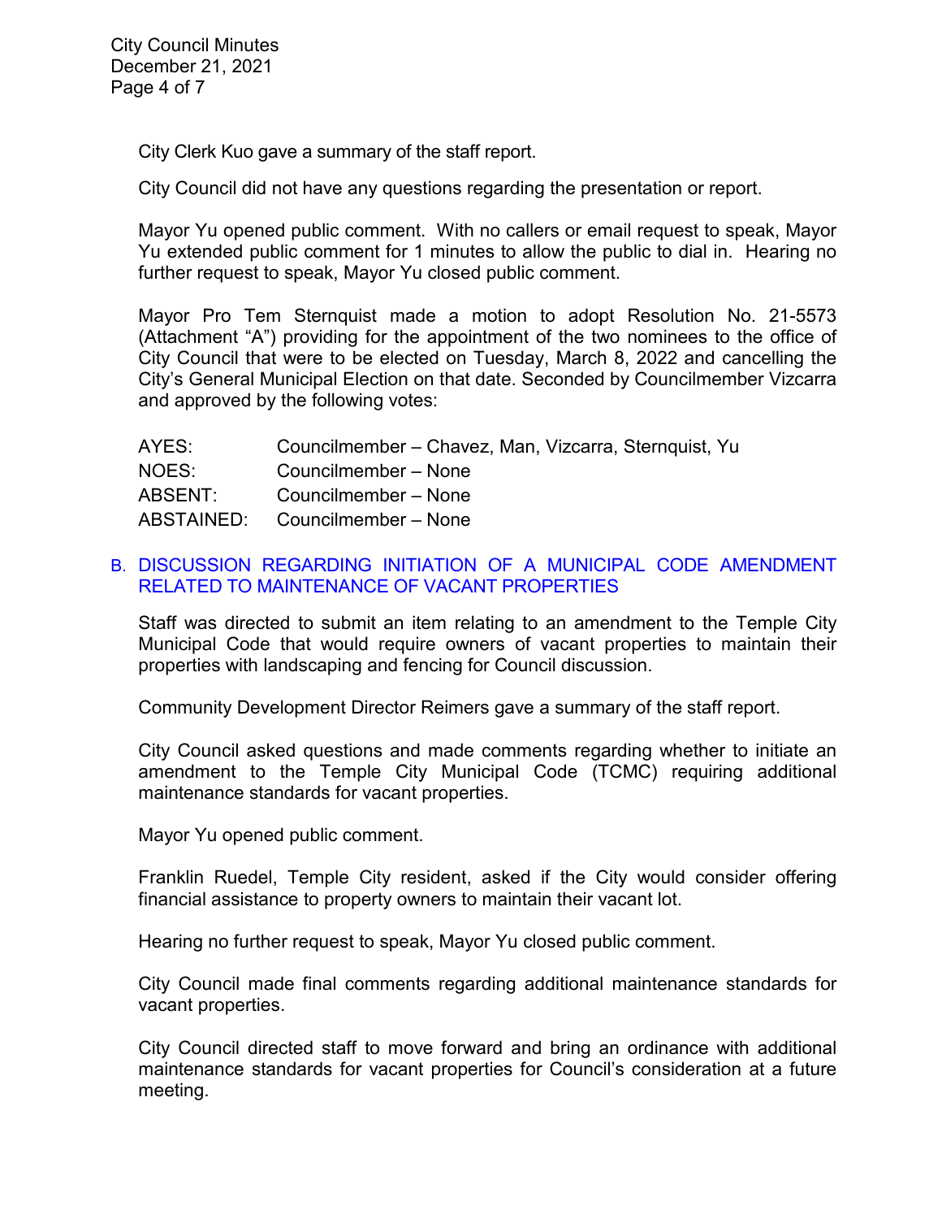City Clerk Kuo gave a summary of the staff report.

City Council did not have any questions regarding the presentation or report.

Mayor Yu opened public comment. With no callers or email request to speak, Mayor Yu extended public comment for 1 minutes to allow the public to dial in. Hearing no further request to speak, Mayor Yu closed public comment.

Mayor Pro Tem Sternquist made a motion to adopt Resolution No. 21-5573 (Attachment "A") providing for the appointment of the two nominees to the office of City Council that were to be elected on Tuesday, March 8, 2022 and cancelling the City's General Municipal Election on that date. Seconded by Councilmember Vizcarra and approved by the following votes:

| | |
|---|---|
| AYES: | Councilmember – Chavez, Man, Vizcarra, Sternquist, Yu |
| NOES: | Councilmember – None |
| ABSENT: | Councilmember – None |
| ABSTAINED: | Councilmember – None |

## B. DISCUSSION REGARDING INITIATION OF A MUNICIPAL CODE AMENDMENT RELATED TO MAINTENANCE OF VACANT PROPERTIES

Staff was directed to submit an item relating to an amendment to the Temple City Municipal Code that would require owners of vacant properties to maintain their properties with landscaping and fencing for Council discussion.

Community Development Director Reimers gave a summary of the staff report.

City Council asked questions and made comments regarding whether to initiate an amendment to the Temple City Municipal Code (TCMC) requiring additional maintenance standards for vacant properties.

Mayor Yu opened public comment.

Franklin Ruedel, Temple City resident, asked if the City would consider offering financial assistance to property owners to maintain their vacant lot.

Hearing no further request to speak, Mayor Yu closed public comment.

City Council made final comments regarding additional maintenance standards for vacant properties.

City Council directed staff to move forward and bring an ordinance with additional maintenance standards for vacant properties for Council's consideration at a future meeting.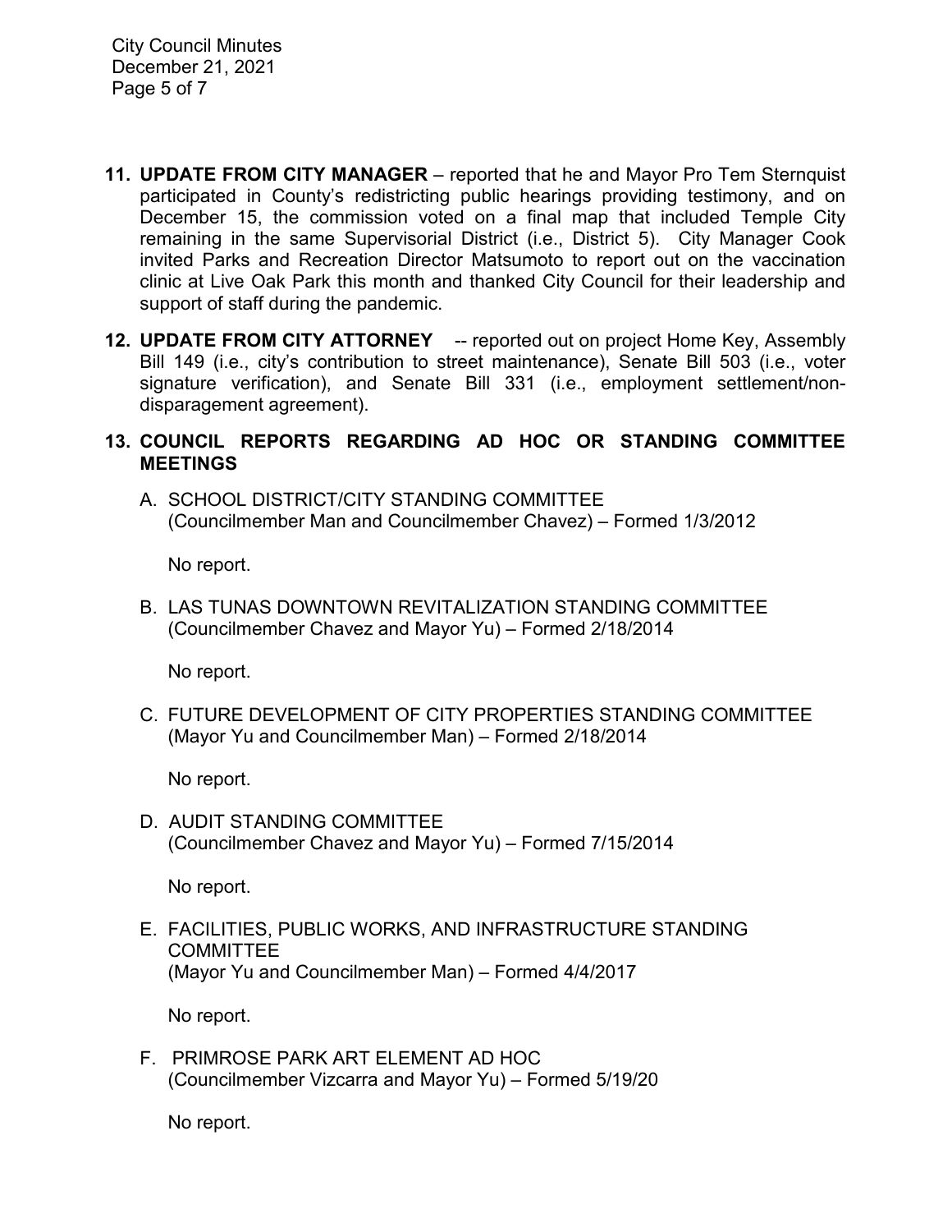**11. UPDATE FROM CITY MANAGER** – reported that he and Mayor Pro Tem Sternquist participated in County's redistricting public hearings providing testimony, and on December 15, the commission voted on a final map that included Temple City remaining in the same Supervisorial District (i.e., District 5). City Manager Cook invited Parks and Recreation Director Matsumoto to report out on the vaccination clinic at Live Oak Park this month and thanked City Council for their leadership and support of staff during the pandemic.

**12. UPDATE FROM CITY ATTORNEY** -- reported out on project Home Key, Assembly Bill 149 (i.e., city's contribution to street maintenance), Senate Bill 503 (i.e., voter signature verification), and Senate Bill 331 (i.e., employment settlement/non-disparagement agreement).

**13. COUNCIL REPORTS REGARDING AD HOC OR STANDING COMMITTEE MEETINGS**

A. SCHOOL DISTRICT/CITY STANDING COMMITTEE
(Councilmember Man and Councilmember Chavez) – Formed 1/3/2012

No report.

B. LAS TUNAS DOWNTOWN REVITALIZATION STANDING COMMITTEE
(Councilmember Chavez and Mayor Yu) – Formed 2/18/2014

No report.

C. FUTURE DEVELOPMENT OF CITY PROPERTIES STANDING COMMITTEE
(Mayor Yu and Councilmember Man) – Formed 2/18/2014

No report.

D. AUDIT STANDING COMMITTEE
(Councilmember Chavez and Mayor Yu) – Formed 7/15/2014

No report.

E. FACILITIES, PUBLIC WORKS, AND INFRASTRUCTURE STANDING COMMITTEE
(Mayor Yu and Councilmember Man) – Formed 4/4/2017

No report.

F. PRIMROSE PARK ART ELEMENT AD HOC
(Councilmember Vizcarra and Mayor Yu) – Formed 5/19/20

No report.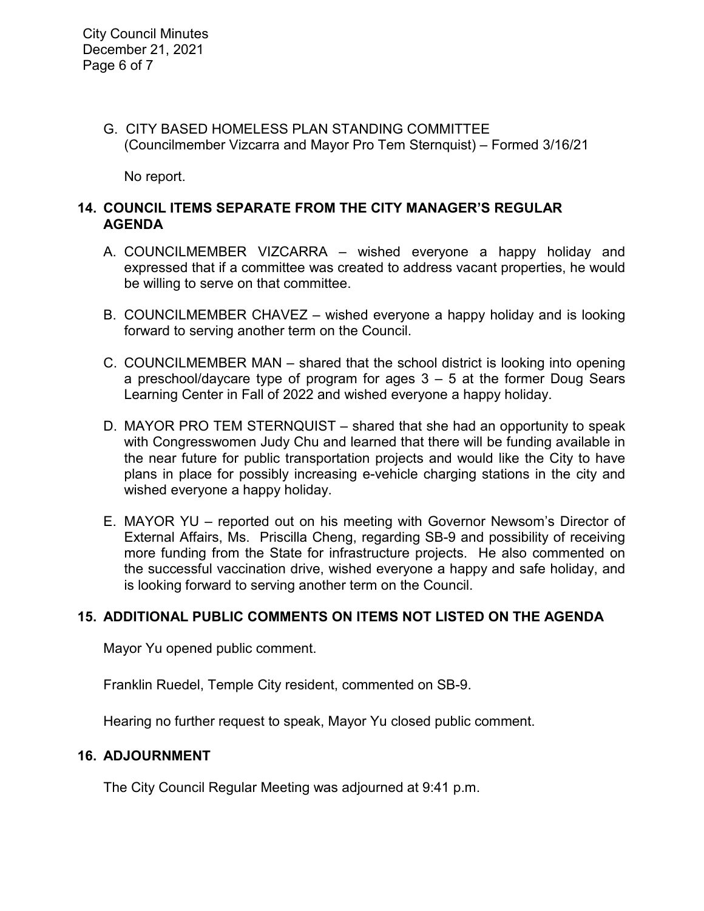G. CITY BASED HOMELESS PLAN STANDING COMMITTEE (Councilmember Vizcarra and Mayor Pro Tem Sternquist) – Formed 3/16/21

No report.

## 14. COUNCIL ITEMS SEPARATE FROM THE CITY MANAGER'S REGULAR AGENDA

A. COUNCILMEMBER VIZCARRA – wished everyone a happy holiday and expressed that if a committee was created to address vacant properties, he would be willing to serve on that committee.

B. COUNCILMEMBER CHAVEZ – wished everyone a happy holiday and is looking forward to serving another term on the Council.

C. COUNCILMEMBER MAN – shared that the school district is looking into opening a preschool/daycare type of program for ages 3 – 5 at the former Doug Sears Learning Center in Fall of 2022 and wished everyone a happy holiday.

D. MAYOR PRO TEM STERNQUIST – shared that she had an opportunity to speak with Congresswomen Judy Chu and learned that there will be funding available in the near future for public transportation projects and would like the City to have plans in place for possibly increasing e-vehicle charging stations in the city and wished everyone a happy holiday.

E. MAYOR YU – reported out on his meeting with Governor Newsom's Director of External Affairs, Ms. Priscilla Cheng, regarding SB-9 and possibility of receiving more funding from the State for infrastructure projects. He also commented on the successful vaccination drive, wished everyone a happy and safe holiday, and is looking forward to serving another term on the Council.

## 15. ADDITIONAL PUBLIC COMMENTS ON ITEMS NOT LISTED ON THE AGENDA

Mayor Yu opened public comment.

Franklin Ruedel, Temple City resident, commented on SB-9.

Hearing no further request to speak, Mayor Yu closed public comment.

## 16. ADJOURNMENT

The City Council Regular Meeting was adjourned at 9:41 p.m.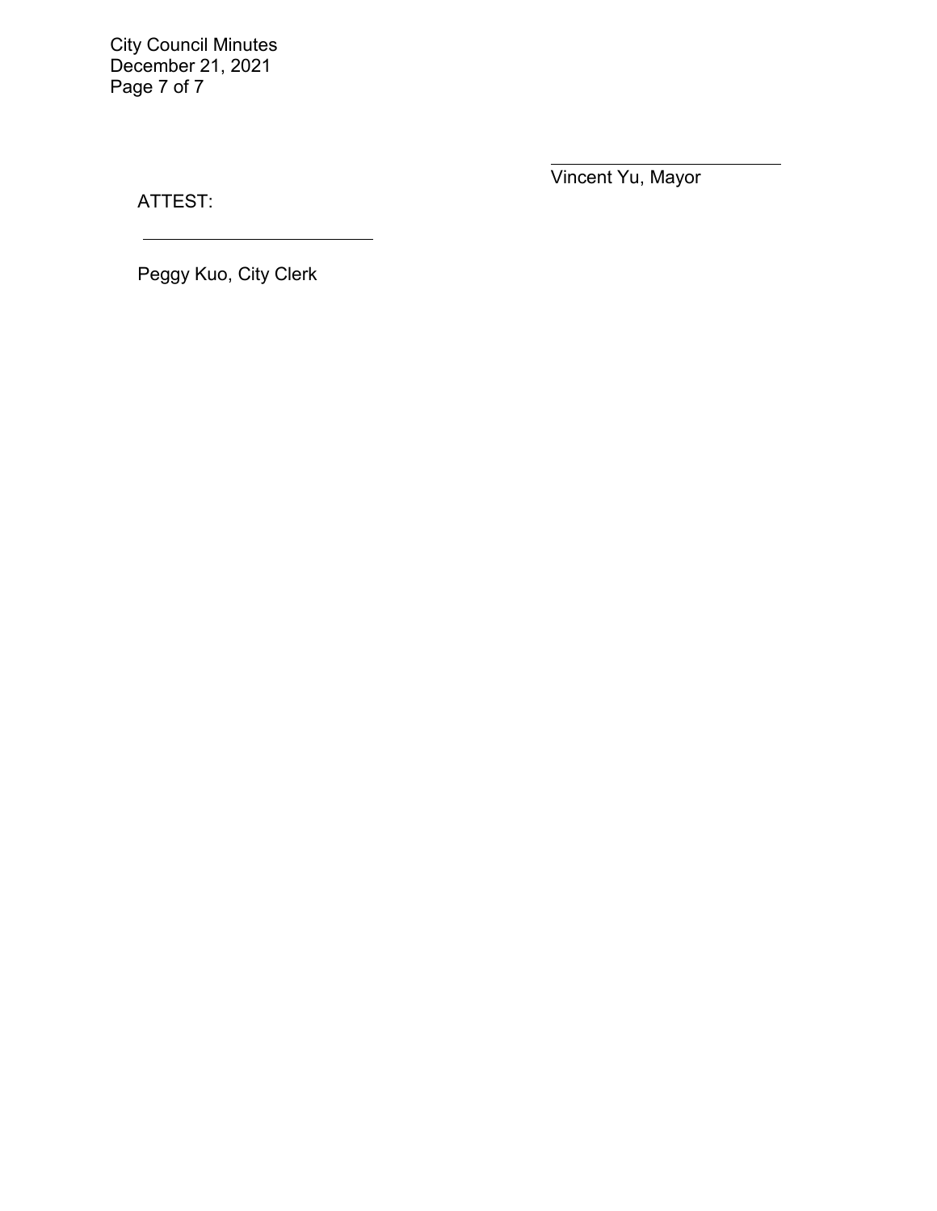\_\_\_\_\_\_\_\_\_\_\_\_\_\_\_\_\_\_\_\_\_\_\_\_\_

Vincent Yu, Mayor

ATTEST:

\_\_\_\_\_\_\_\_\_\_\_\_\_\_\_\_\_\_\_\_\_\_\_\_\_

Peggy Kuo, City Clerk